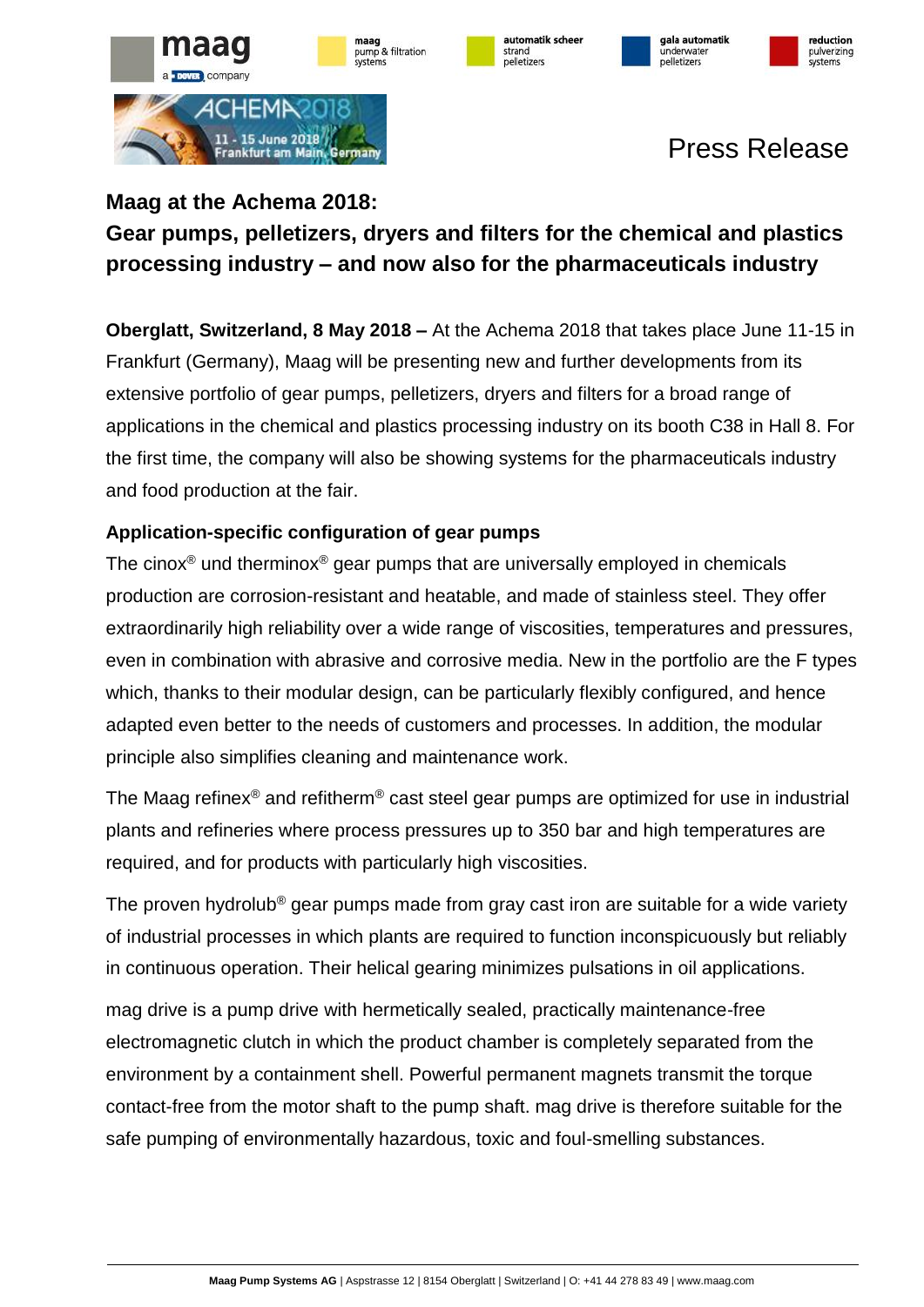Press Release

# Maag at the Achema 2018:
# Gear pumps, pelletizers, dryers and filters for the chemical and plastics processing industry – and now also for the pharmaceuticals industry

**Oberglatt, Switzerland, 8 May 2018 –** At the Achema 2018 that takes place June 11-15 in Frankfurt (Germany), Maag will be presenting new and further developments from its extensive portfolio of gear pumps, pelletizers, dryers and filters for a broad range of applications in the chemical and plastics processing industry on its booth C38 in Hall 8. For the first time, the company will also be showing systems for the pharmaceuticals industry and food production at the fair.

### Application-specific configuration of gear pumps

The cinox® und therminox® gear pumps that are universally employed in chemicals production are corrosion-resistant and heatable, and made of stainless steel. They offer extraordinarily high reliability over a wide range of viscosities, temperatures and pressures, even in combination with abrasive and corrosive media. New in the portfolio are the F types which, thanks to their modular design, can be particularly flexibly configured, and hence adapted even better to the needs of customers and processes. In addition, the modular principle also simplifies cleaning and maintenance work.

The Maag refinex® and refitherm® cast steel gear pumps are optimized for use in industrial plants and refineries where process pressures up to 350 bar and high temperatures are required, and for products with particularly high viscosities.

The proven hydrolub® gear pumps made from gray cast iron are suitable for a wide variety of industrial processes in which plants are required to function inconspicuously but reliably in continuous operation. Their helical gearing minimizes pulsations in oil applications.

mag drive is a pump drive with hermetically sealed, practically maintenance-free electromagnetic clutch in which the product chamber is completely separated from the environment by a containment shell. Powerful permanent magnets transmit the torque contact-free from the motor shaft to the pump shaft. mag drive is therefore suitable for the safe pumping of environmentally hazardous, toxic and foul-smelling substances.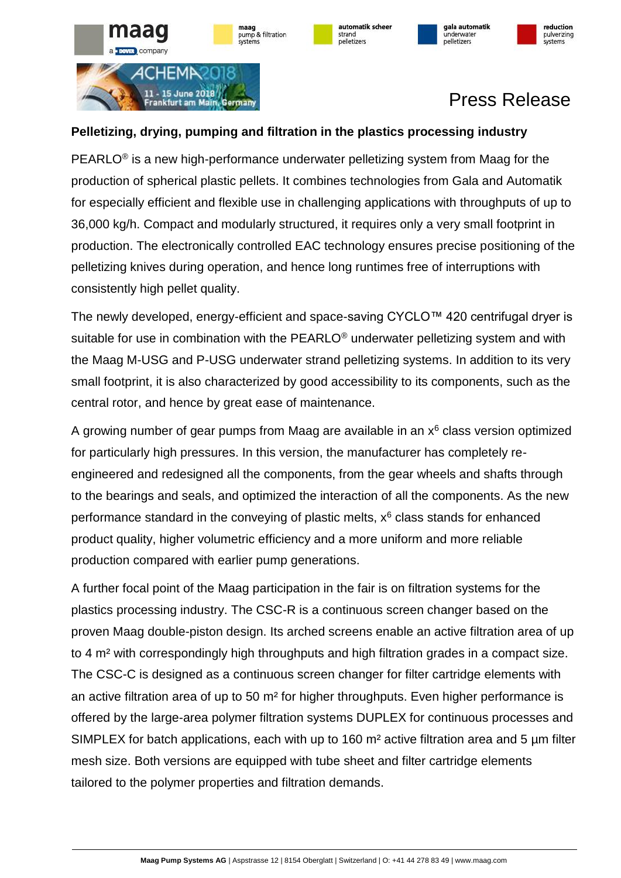Press Release

**Pelletizing, drying, pumping and filtration in the plastics processing industry**

PEARLO® is a new high-performance underwater pelletizing system from Maag for the production of spherical plastic pellets. It combines technologies from Gala and Automatik for especially efficient and flexible use in challenging applications with throughputs of up to 36,000 kg/h. Compact and modularly structured, it requires only a very small footprint in production. The electronically controlled EAC technology ensures precise positioning of the pelletizing knives during operation, and hence long runtimes free of interruptions with consistently high pellet quality.

The newly developed, energy-efficient and space-saving CYCLO™ 420 centrifugal dryer is suitable for use in combination with the PEARLO® underwater pelletizing system and with the Maag M-USG and P-USG underwater strand pelletizing systems. In addition to its very small footprint, it is also characterized by good accessibility to its components, such as the central rotor, and hence by great ease of maintenance.

A growing number of gear pumps from Maag are available in an $x^6$ class version optimized for particularly high pressures. In this version, the manufacturer has completely re-engineered and redesigned all the components, from the gear wheels and shafts through to the bearings and seals, and optimized the interaction of all the components. As the new performance standard in the conveying of plastic melts, $x^6$ class stands for enhanced product quality, higher volumetric efficiency and a more uniform and more reliable production compared with earlier pump generations.

A further focal point of the Maag participation in the fair is on filtration systems for the plastics processing industry. The CSC-R is a continuous screen changer based on the proven Maag double-piston design. Its arched screens enable an active filtration area of up to 4 m² with correspondingly high throughputs and high filtration grades in a compact size. The CSC-C is designed as a continuous screen changer for filter cartridge elements with an active filtration area of up to 50 m² for higher throughputs. Even higher performance is offered by the large-area polymer filtration systems DUPLEX for continuous processes and SIMPLEX for batch applications, each with up to 160 m² active filtration area and 5 µm filter mesh size. Both versions are equipped with tube sheet and filter cartridge elements tailored to the polymer properties and filtration demands.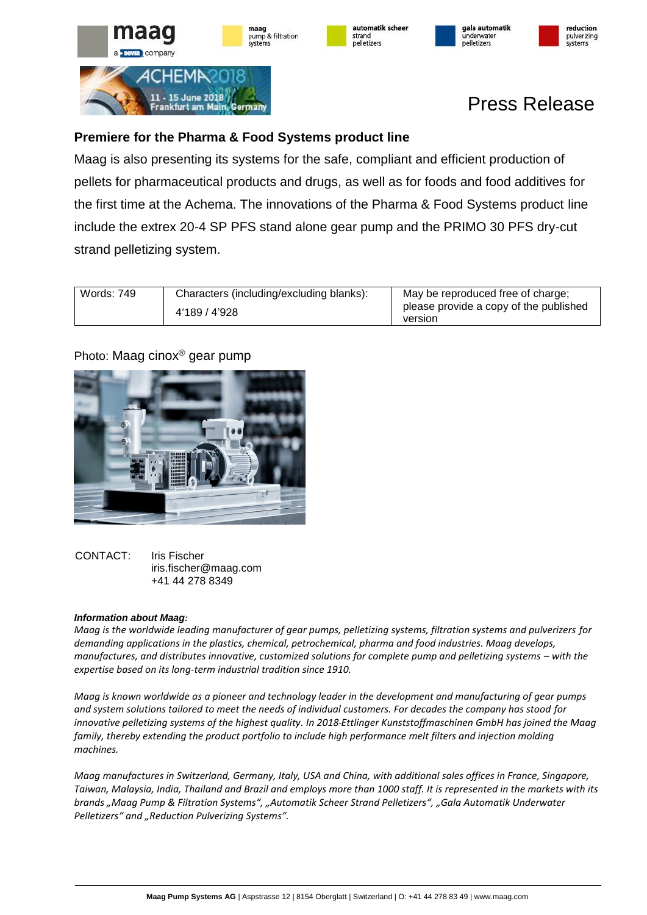Press Release

## Premiere for the Pharma & Food Systems product line

Maag is also presenting its systems for the safe, compliant and efficient production of pellets for pharmaceutical products and drugs, as well as for foods and food additives for the first time at the Achema. The innovations of the Pharma & Food Systems product line include the extrex 20-4 SP PFS stand alone gear pump and the PRIMO 30 PFS dry-cut strand pelletizing system.

| | | |
|---|---|---|
| Words: 749 | Characters (including/excluding blanks): 4'189 / 4'928 | May be reproduced free of charge; please provide a copy of the published version |

Photo: Maag cinox® gear pump

CONTACT: Iris Fischer
iris.fischer@maag.com
+41 44 278 8349

***Information about Maag:***

*Maag is the worldwide leading manufacturer of gear pumps, pelletizing systems, filtration systems and pulverizers for demanding applications in the plastics, chemical, petrochemical, pharma and food industries. Maag develops, manufactures, and distributes innovative, customized solutions for complete pump and pelletizing systems – with the expertise based on its long-term industrial tradition since 1910.*

*Maag is known worldwide as a pioneer and technology leader in the development and manufacturing of gear pumps and system solutions tailored to meet the needs of individual customers. For decades the company has stood for innovative pelletizing systems of the highest quality. In 2018 Ettlinger Kunststoffmaschinen GmbH has joined the Maag family, thereby extending the product portfolio to include high performance melt filters and injection molding machines.*

*Maag manufactures in Switzerland, Germany, Italy, USA and China, with additional sales offices in France, Singapore, Taiwan, Malaysia, India, Thailand and Brazil and employs more than 1000 staff. It is represented in the markets with its brands „Maag Pump & Filtration Systems", „Automatik Scheer Strand Pelletizers", „Gala Automatik Underwater Pelletizers" and „Reduction Pulverizing Systems".*

**Maag Pump Systems AG** | Aspstrasse 12 | 8154 Oberglatt | Switzerland | O: +41 44 278 83 49 | www.maag.com